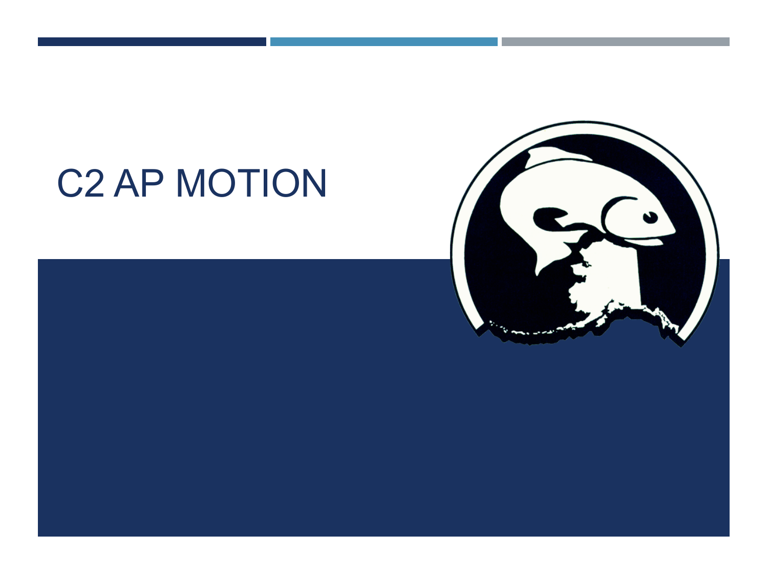# C2 AP MOTION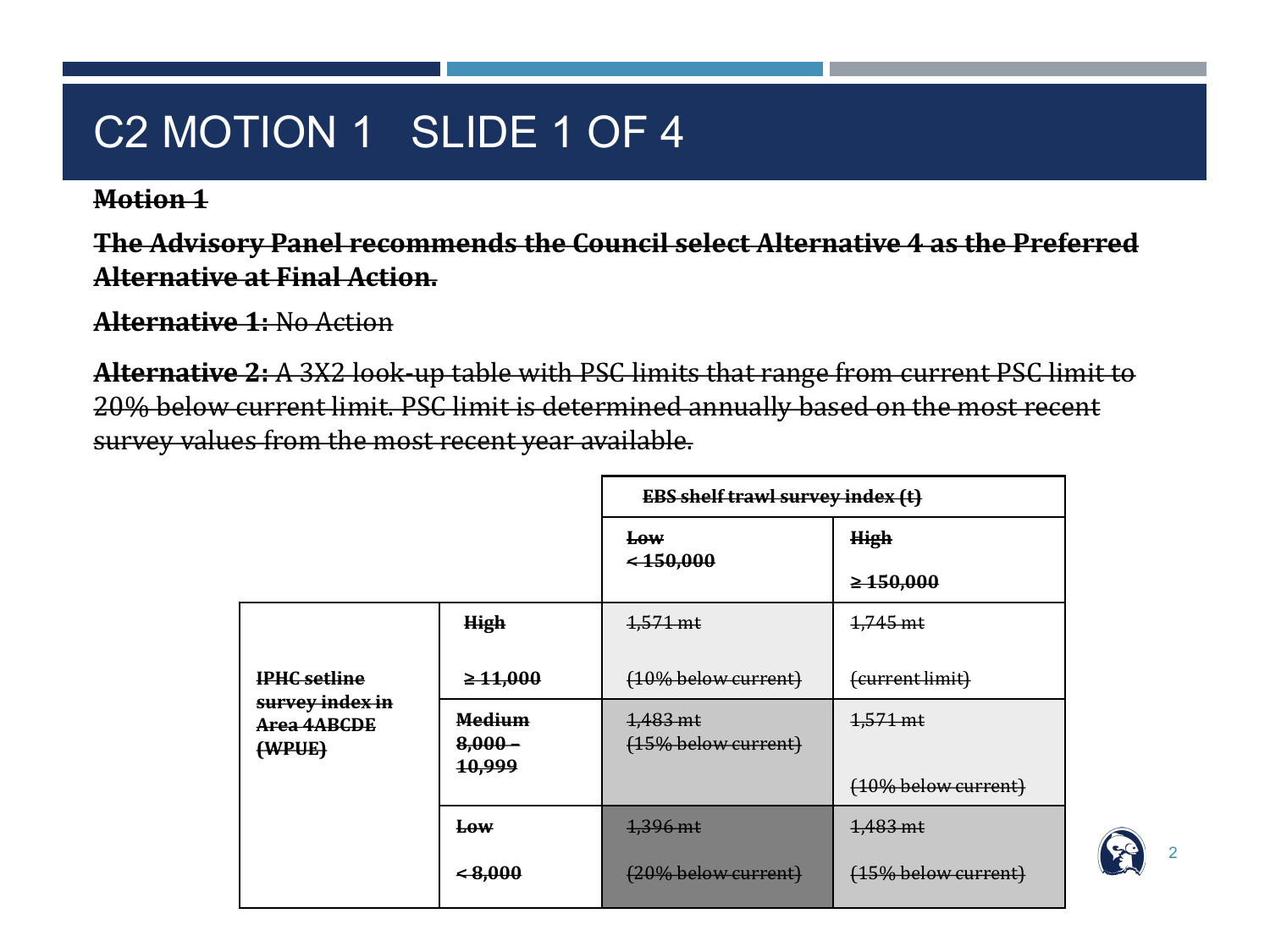# C2 MOTION 1 SLIDE 1 OF 4

~~**Motion 1**~~

~~**The Advisory Panel recommends the Council select Alternative 4 as the Preferred Alternative at Final Action.**~~

~~**Alternative 1:** No Action~~

~~**Alternative 2:** A 3X2 look-up table with PSC limits that range from current PSC limit to 20% below current limit. PSC limit is determined annually based on the most recent survey values from the most recent year available.~~

| | | ~~**EBS shelf trawl survey index (t)**~~ | |
|---|---|---|---|
| | | ~~**Low < 150,000**~~ | ~~**High ≥ 150,000**~~ |
| ~~**IPHC setline survey index in Area 4ABCDE (WPUE)**~~ | ~~**High ≥ 11,000**~~ | ~~1,571 mt (10% below current)~~ | ~~1,745 mt (current limit)~~ |
| | ~~**Medium 8,000 – 10,999**~~ | ~~1,483 mt (15% below current)~~ | ~~1,571 mt (10% below current)~~ |
| | ~~**Low < 8,000**~~ | ~~1,396 mt (20% below current)~~ | ~~1,483 mt (15% below current)~~ |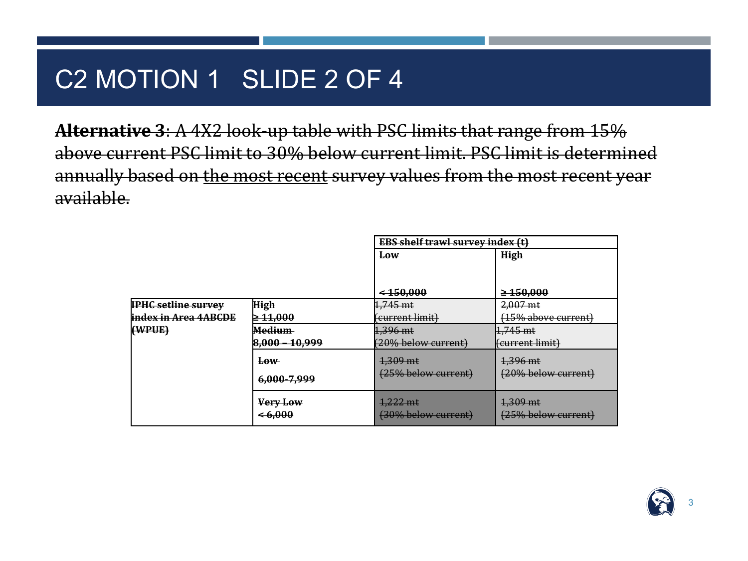# C2 MOTION 1 SLIDE 2 OF 4

~~**Alternative 3**: A 4X2 look-up table with PSC limits that range from 15% above current PSC limit to 30% below current limit. PSC limit is determined annually based on~~ the most recent ~~survey values from the most recent year available.~~

| | | ~~EBS shelf trawl survey index (t)~~ | |
|---|---|---|---|
| | | ~~Low~~ ~~< 150,000~~ | ~~High~~ ~~≥ 150,000~~ |
| ~~IPHC setline survey index in Area 4ABCDE (WPUE)~~ | ~~High~~ ~~≥ 11,000~~ | ~~1,745 mt (current limit)~~ | ~~2,007 mt (15% above current)~~ |
| | ~~Medium~~ ~~8,000 – 10,999~~ | ~~1,396 mt (20% below current)~~ | ~~1,745 mt (current limit)~~ |
| | ~~Low~~ ~~6,000-7,999~~ | ~~1,309 mt (25% below current)~~ | ~~1,396 mt (20% below current)~~ |
| | ~~Very Low~~ ~~< 6,000~~ | ~~1,222 mt (30% below current)~~ | ~~1,309 mt (25% below current)~~ |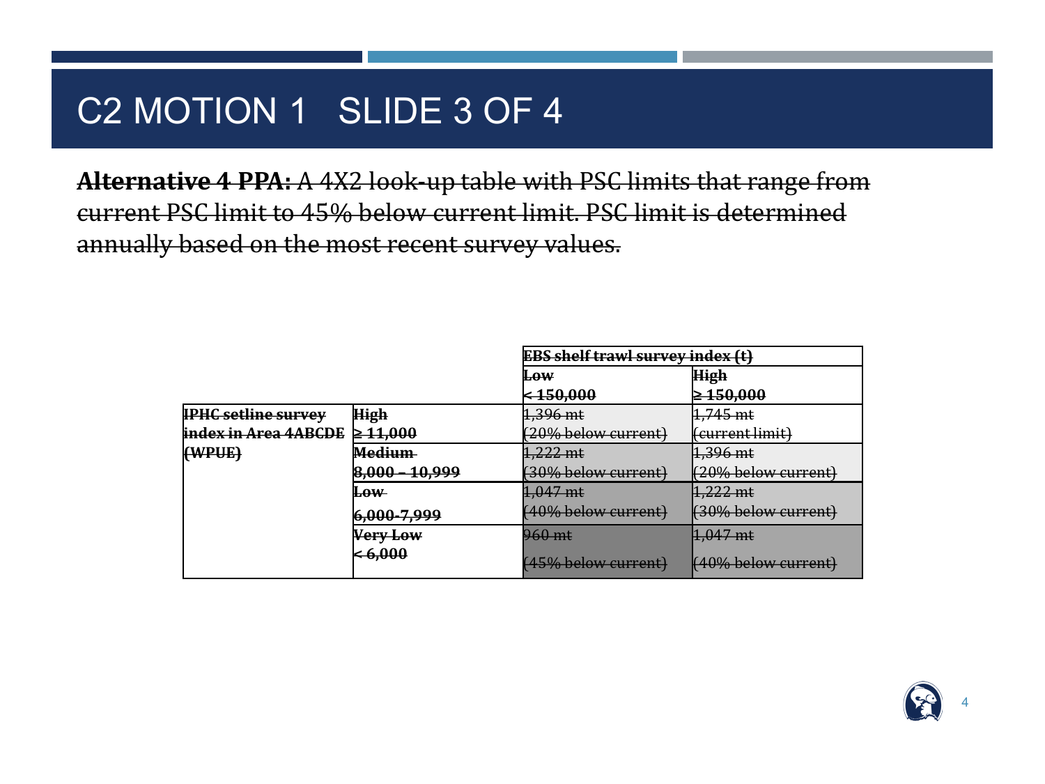# C2 MOTION 1 SLIDE 3 OF 4

~~**Alternative 4 PPA:** A 4X2 look-up table with PSC limits that range from current PSC limit to 45% below current limit. PSC limit is determined annually based on the most recent survey values.~~

| | | ~~**EBS shelf trawl survey index (t)**~~ | |
|---|---|---|---|
| | | ~~**Low**~~ ~~**< 150,000**~~ | ~~**High**~~ ~~**≥ 150,000**~~ |
| ~~**IPHC setline survey index in Area 4ABCDE (WPUE)**~~ | ~~**High**~~ ~~**≥ 11,000**~~ | ~~1,396 mt (20% below current)~~ | ~~1,745 mt (current limit)~~ |
| | ~~**Medium**~~ ~~**8,000 – 10,999**~~ | ~~1,222 mt (30% below current)~~ | ~~1,396 mt (20% below current)~~ |
| | ~~**Low**~~ ~~**6,000-7,999**~~ | ~~1,047 mt (40% below current)~~ | ~~1,222 mt (30% below current)~~ |
| | ~~**Very Low**~~ ~~**< 6,000**~~ | ~~960 mt (45% below current)~~ | ~~1,047 mt (40% below current)~~ |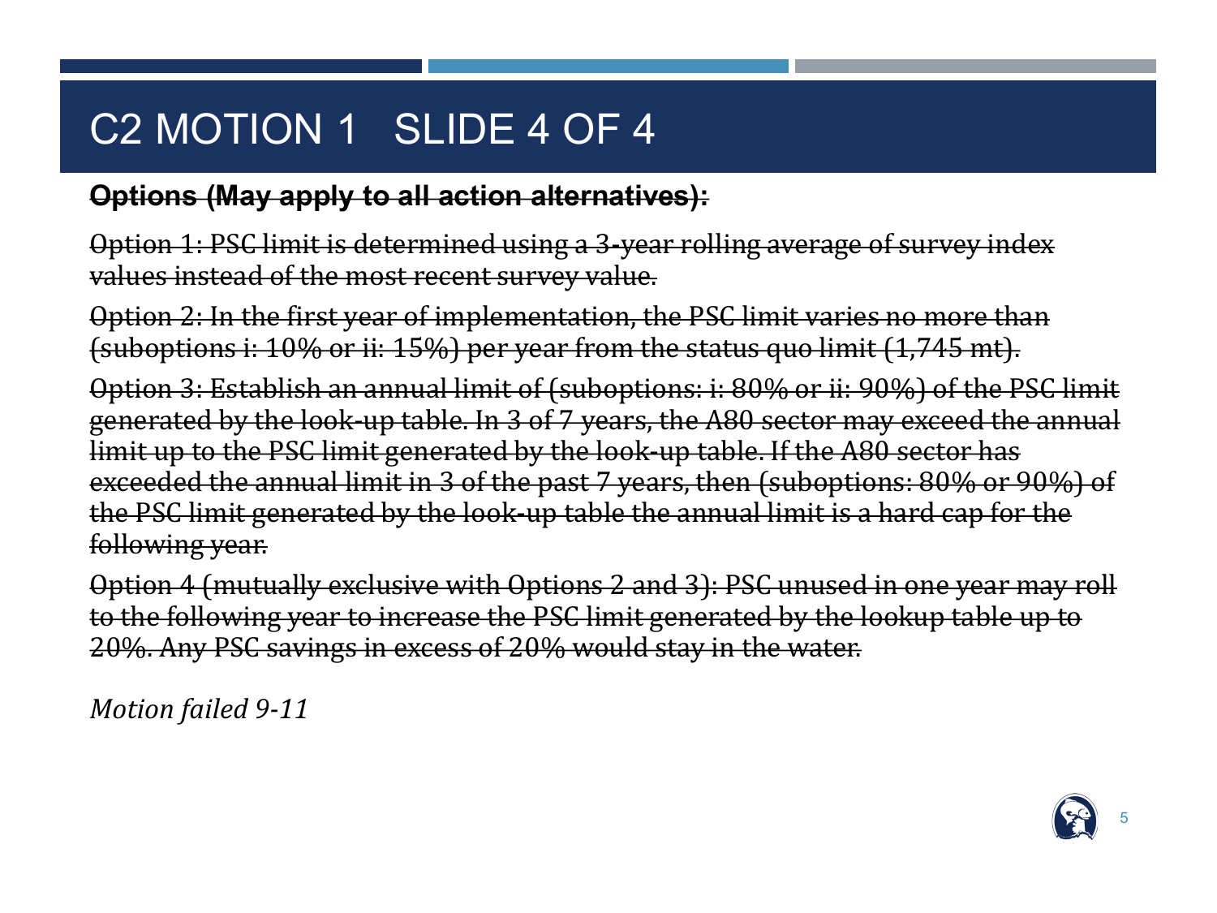# C2 MOTION 1 SLIDE 4 OF 4

~~**Options (May apply to all action alternatives):**~~

~~Option 1: PSC limit is determined using a 3-year rolling average of survey index values instead of the most recent survey value.~~

~~Option 2: In the first year of implementation, the PSC limit varies no more than (suboptions i: 10% or ii: 15%) per year from the status quo limit (1,745 mt).~~

~~Option 3: Establish an annual limit of (suboptions: i: 80% or ii: 90%) of the PSC limit generated by the look-up table. In 3 of 7 years, the A80 sector may exceed the annual limit up to the PSC limit generated by the look-up table. If the A80 sector has exceeded the annual limit in 3 of the past 7 years, then (suboptions: 80% or 90%) of the PSC limit generated by the look-up table the annual limit is a hard cap for the following year.~~

~~Option 4 (mutually exclusive with Options 2 and 3): PSC unused in one year may roll to the following year to increase the PSC limit generated by the lookup table up to 20%. Any PSC savings in excess of 20% would stay in the water.~~

*Motion failed 9-11*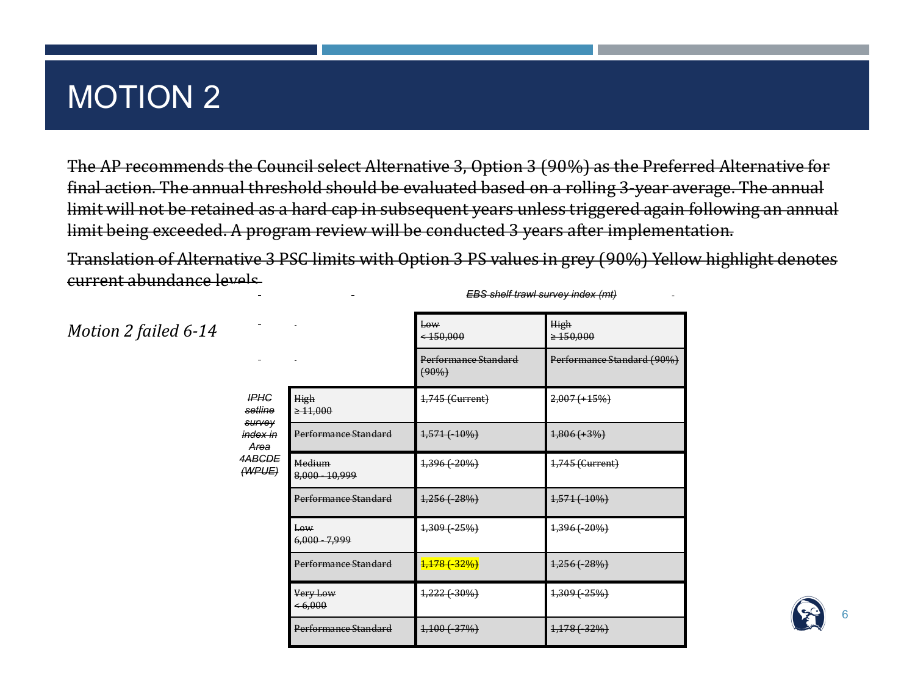# MOTION 2

~~The AP recommends the Council select Alternative 3, Option 3 (90%) as the Preferred Alternative for final action. The annual threshold should be evaluated based on a rolling 3-year average. The annual limit will not be retained as a hard cap in subsequent years unless triggered again following an annual limit being exceeded. A program review will be conducted 3 years after implementation.~~

~~Translation of Alternative 3 PSC limits with Option 3 PS values in grey (90%) Yellow highlight denotes current abundance levels~~

*Motion 2 failed 6-14*

| | | ~~*EBS shelf trawl survey index (mt)*~~ | |
|---|---|---|---|
| | | ~~Low < 150,000~~ | ~~High ≥ 150,000~~ |
| | | ~~Performance Standard (90%)~~ | ~~Performance Standard (90%)~~ |
| ~~*IPHC setline survey index in Area 4ABCDE (WPUE)*~~ | ~~High ≥ 11,000~~ | ~~1,745 (Current)~~ | ~~2,007 (+15%)~~ |
| | ~~Performance Standard~~ | ~~1,571 (-10%)~~ | ~~1,806 (+3%)~~ |
| | ~~Medium 8,000 - 10,999~~ | ~~1,396 (-20%)~~ | ~~1,745 (Current)~~ |
| | ~~Performance Standard~~ | ~~1,256 (-28%)~~ | ~~1,571 (-10%)~~ |
| | ~~Low 6,000 - 7,999~~ | ~~1,309 (-25%)~~ | ~~1,396 (-20%)~~ |
| | ~~Performance Standard~~ | ~~1,178 (-32%)~~ | ~~1,256 (-28%)~~ |
| | ~~Very Low < 6,000~~ | ~~1,222 (-30%)~~ | ~~1,309 (-25%)~~ |
| | ~~Performance Standard~~ | ~~1,100 (-37%)~~ | ~~1,178 (-32%)~~ |